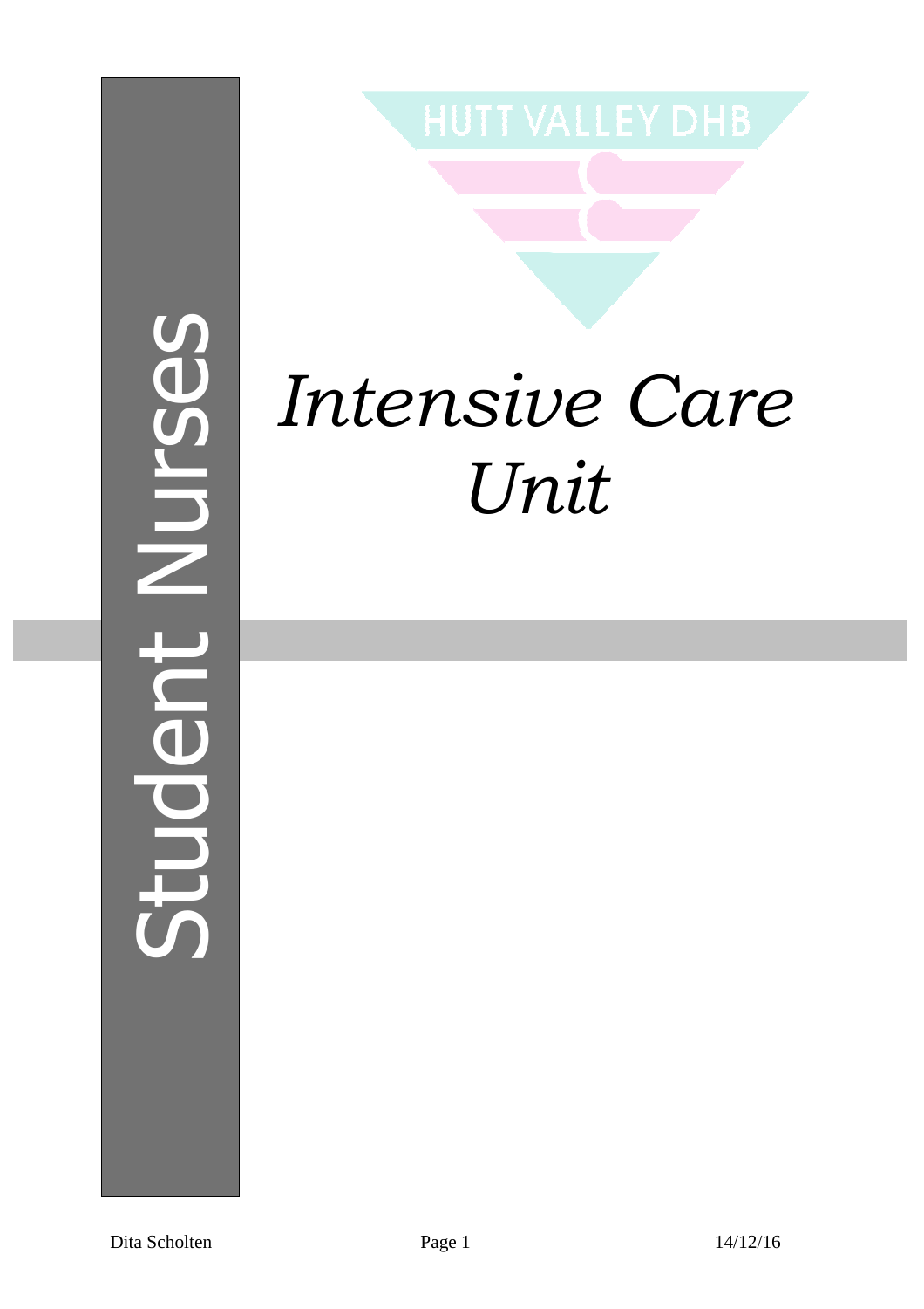HUTT VALLEY DHB

Student Nurses

# *Intensive Care Unit*

Dita Scholten

14/12/16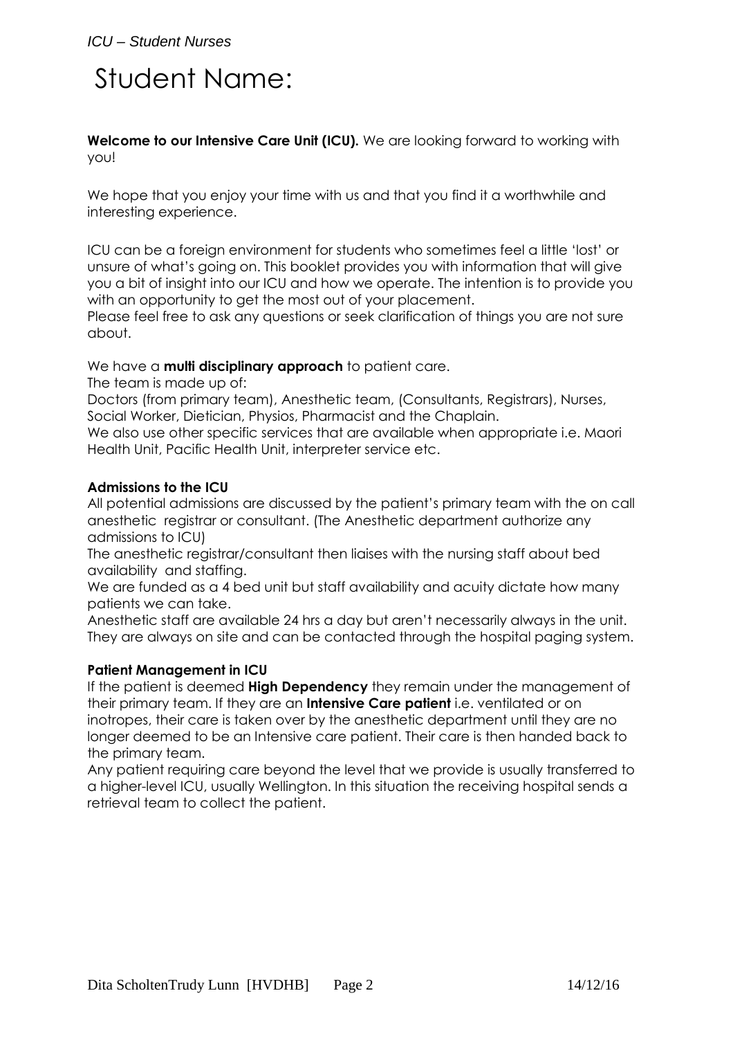# Student Name:

**Welcome to our Intensive Care Unit (ICU).** We are looking forward to working with you!

We hope that you enjoy your time with us and that you find it a worthwhile and interesting experience.

ICU can be a foreign environment for students who sometimes feel a little 'lost' or unsure of what's going on. This booklet provides you with information that will give you a bit of insight into our ICU and how we operate. The intention is to provide you with an opportunity to get the most out of your placement.
Please feel free to ask any questions or seek clarification of things you are not sure about.

We have a **multi disciplinary approach** to patient care.
The team is made up of:
Doctors (from primary team), Anesthetic team, (Consultants, Registrars), Nurses, Social Worker, Dietician, Physios, Pharmacist and the Chaplain.
We also use other specific services that are available when appropriate i.e. Maori Health Unit, Pacific Health Unit, interpreter service etc.

**Admissions to the ICU**
All potential admissions are discussed by the patient's primary team with the on call anesthetic registrar or consultant. (The Anesthetic department authorize any admissions to ICU)
The anesthetic registrar/consultant then liaises with the nursing staff about bed availability and staffing.
We are funded as a 4 bed unit but staff availability and acuity dictate how many patients we can take.
Anesthetic staff are available 24 hrs a day but aren't necessarily always in the unit. They are always on site and can be contacted through the hospital paging system.

**Patient Management in ICU**
If the patient is deemed **High Dependency** they remain under the management of their primary team. If they are an **Intensive Care patient** i.e. ventilated or on inotropes, their care is taken over by the anesthetic department until they are no longer deemed to be an Intensive care patient. Their care is then handed back to the primary team.
Any patient requiring care beyond the level that we provide is usually transferred to a higher-level ICU, usually Wellington. In this situation the receiving hospital sends a retrieval team to collect the patient.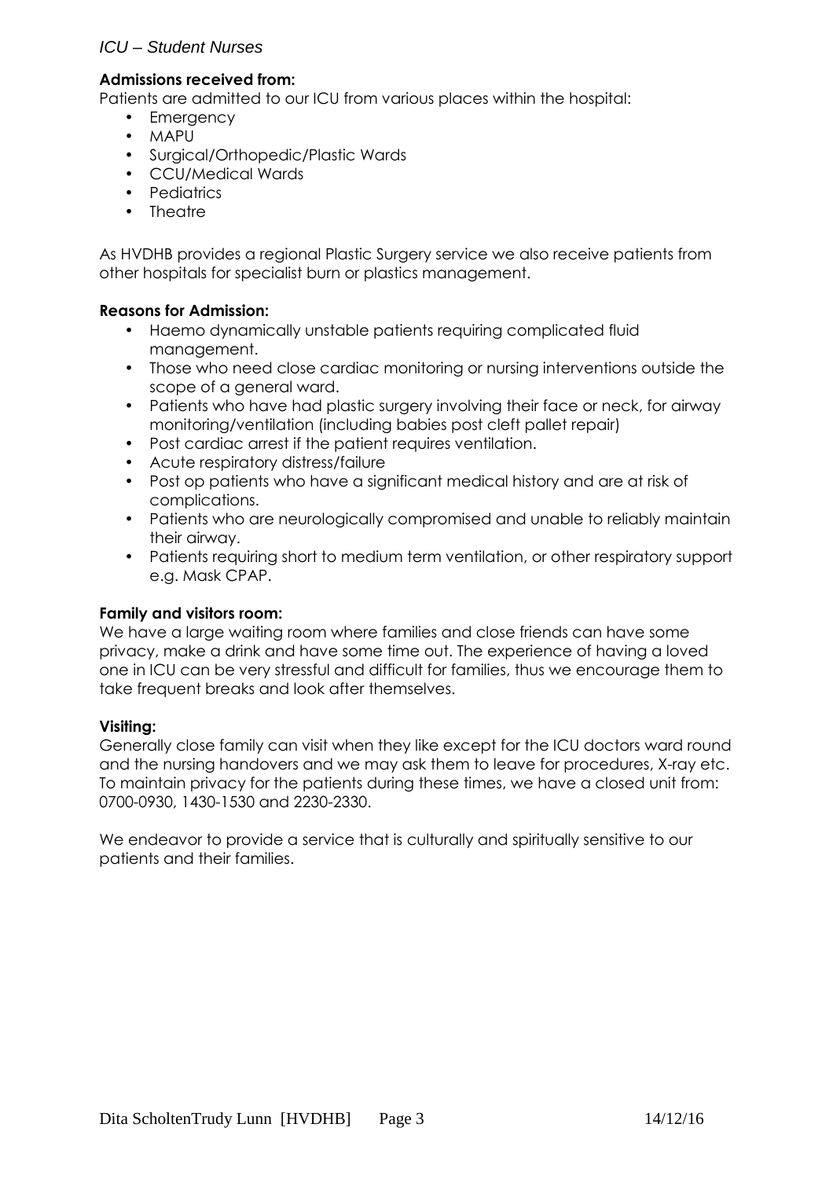**Admissions received from:**

Patients are admitted to our ICU from various places within the hospital:

- Emergency
- MAPU
- Surgical/Orthopedic/Plastic Wards
- CCU/Medical Wards
- Pediatrics
- Theatre

As HVDHB provides a regional Plastic Surgery service we also receive patients from other hospitals for specialist burn or plastics management.

**Reasons for Admission:**

- Haemo dynamically unstable patients requiring complicated fluid management.
- Those who need close cardiac monitoring or nursing interventions outside the scope of a general ward.
- Patients who have had plastic surgery involving their face or neck, for airway monitoring/ventilation (including babies post cleft pallet repair)
- Post cardiac arrest if the patient requires ventilation.
- Acute respiratory distress/failure
- Post op patients who have a significant medical history and are at risk of complications.
- Patients who are neurologically compromised and unable to reliably maintain their airway.
- Patients requiring short to medium term ventilation, or other respiratory support e.g. Mask CPAP.

**Family and visitors room:**

We have a large waiting room where families and close friends can have some privacy, make a drink and have some time out. The experience of having a loved one in ICU can be very stressful and difficult for families, thus we encourage them to take frequent breaks and look after themselves.

**Visiting:**

Generally close family can visit when they like except for the ICU doctors ward round and the nursing handovers and we may ask them to leave for procedures, X-ray etc. To maintain privacy for the patients during these times, we have a closed unit from: 0700-0930, 1430-1530 and 2230-2330.

We endeavor to provide a service that is culturally and spiritually sensitive to our patients and their families.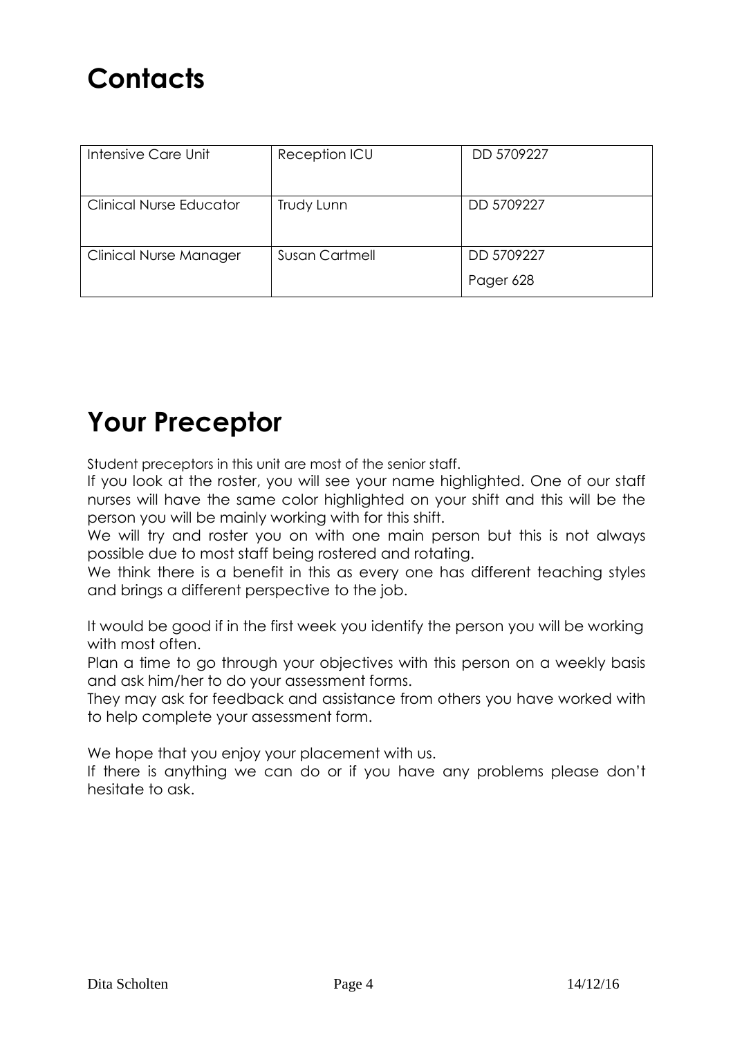# Contacts

| Intensive Care Unit | Reception ICU | DD 5709227 |
|---|---|---|
| Clinical Nurse Educator | Trudy Lunn | DD 5709227 |
| Clinical Nurse Manager | Susan Cartmell | DD 5709227<br>Pager 628 |

# Your Preceptor

Student preceptors in this unit are most of the senior staff.
If you look at the roster, you will see your name highlighted. One of our staff nurses will have the same color highlighted on your shift and this will be the person you will be mainly working with for this shift.
We will try and roster you on with one main person but this is not always possible due to most staff being rostered and rotating.
We think there is a benefit in this as every one has different teaching styles and brings a different perspective to the job.

It would be good if in the first week you identify the person you will be working with most often.
Plan a time to go through your objectives with this person on a weekly basis and ask him/her to do your assessment forms.
They may ask for feedback and assistance from others you have worked with to help complete your assessment form.

We hope that you enjoy your placement with us.
If there is anything we can do or if you have any problems please don't hesitate to ask.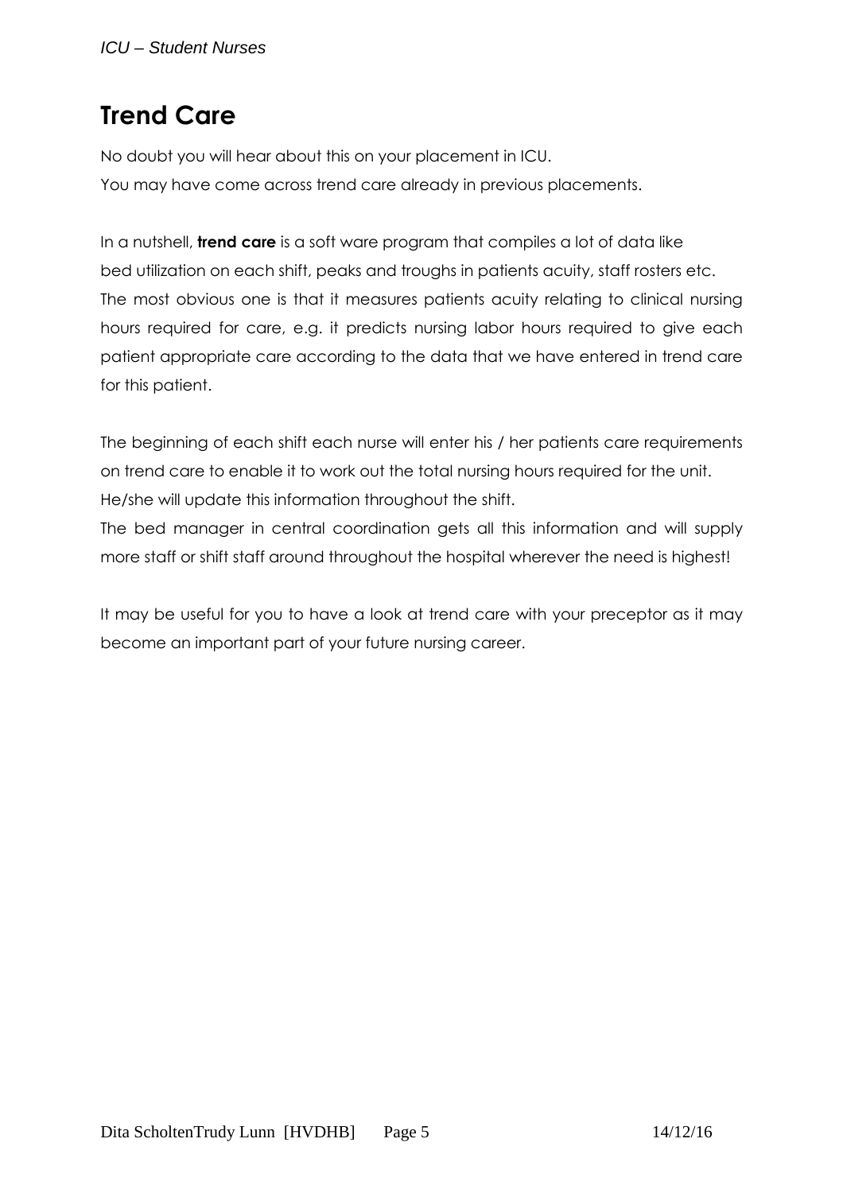# Trend Care

No doubt you will hear about this on your placement in ICU.
You may have come across trend care already in previous placements.

In a nutshell, **trend care** is a soft ware program that compiles a lot of data like bed utilization on each shift, peaks and troughs in patients acuity, staff rosters etc. The most obvious one is that it measures patients acuity relating to clinical nursing hours required for care, e.g. it predicts nursing labor hours required to give each patient appropriate care according to the data that we have entered in trend care for this patient.

The beginning of each shift each nurse will enter his / her patients care requirements on trend care to enable it to work out the total nursing hours required for the unit. He/she will update this information throughout the shift.
The bed manager in central coordination gets all this information and will supply more staff or shift staff around throughout the hospital wherever the need is highest!

It may be useful for you to have a look at trend care with your preceptor as it may become an important part of your future nursing career.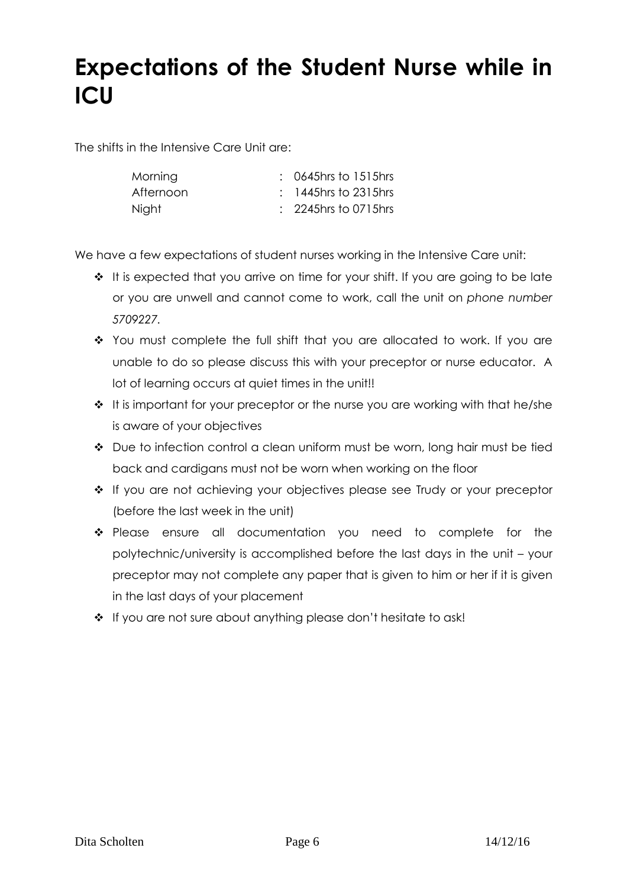# Expectations of the Student Nurse while in ICU

The shifts in the Intensive Care Unit are:

| | |
|---|---|
| Morning | : 0645hrs to 1515hrs |
| Afternoon | : 1445hrs to 2315hrs |
| Night | : 2245hrs to 0715hrs |

We have a few expectations of student nurses working in the Intensive Care unit:

- It is expected that you arrive on time for your shift. If you are going to be late or you are unwell and cannot come to work, call the unit on *phone number 5709227.*
- You must complete the full shift that you are allocated to work. If you are unable to do so please discuss this with your preceptor or nurse educator. A lot of learning occurs at quiet times in the unit!!
- It is important for your preceptor or the nurse you are working with that he/she is aware of your objectives
- Due to infection control a clean uniform must be worn, long hair must be tied back and cardigans must not be worn when working on the floor
- If you are not achieving your objectives please see Trudy or your preceptor (before the last week in the unit)
- Please ensure all documentation you need to complete for the polytechnic/university is accomplished before the last days in the unit – your preceptor may not complete any paper that is given to him or her if it is given in the last days of your placement
- If you are not sure about anything please don't hesitate to ask!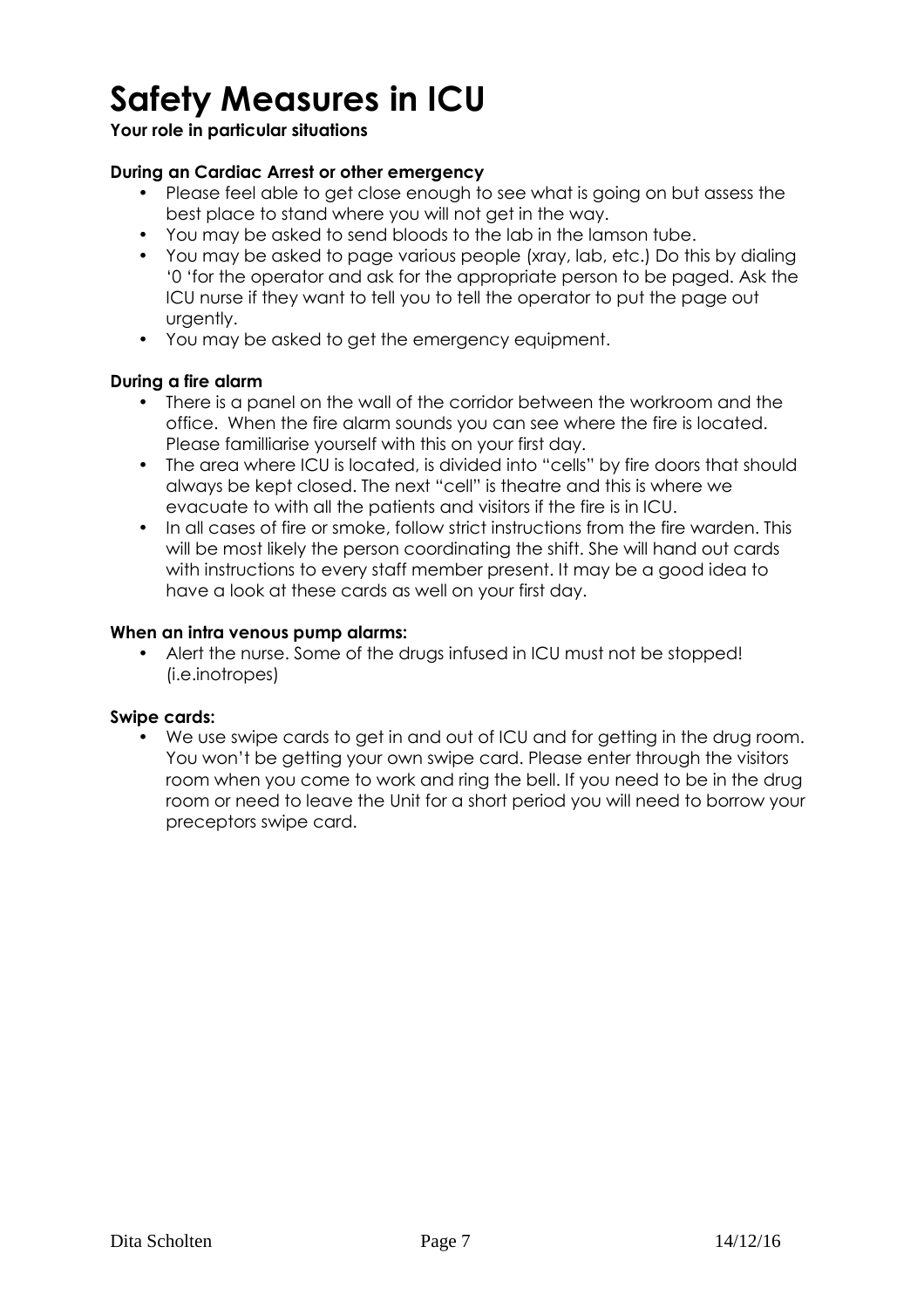# Safety Measures in ICU

**Your role in particular situations**

**During an Cardiac Arrest or other emergency**

- Please feel able to get close enough to see what is going on but assess the best place to stand where you will not get in the way.
- You may be asked to send bloods to the lab in the lamson tube.
- You may be asked to page various people (xray, lab, etc.) Do this by dialing '0 'for the operator and ask for the appropriate person to be paged. Ask the ICU nurse if they want to tell you to tell the operator to put the page out urgently.
- You may be asked to get the emergency equipment.

**During a fire alarm**

- There is a panel on the wall of the corridor between the workroom and the office. When the fire alarm sounds you can see where the fire is located. Please familliarise yourself with this on your first day.
- The area where ICU is located, is divided into "cells" by fire doors that should always be kept closed. The next "cell" is theatre and this is where we evacuate to with all the patients and visitors if the fire is in ICU.
- In all cases of fire or smoke, follow strict instructions from the fire warden. This will be most likely the person coordinating the shift. She will hand out cards with instructions to every staff member present. It may be a good idea to have a look at these cards as well on your first day.

**When an intra venous pump alarms:**

- Alert the nurse. Some of the drugs infused in ICU must not be stopped! (i.e.inotropes)

**Swipe cards:**

- We use swipe cards to get in and out of ICU and for getting in the drug room. You won't be getting your own swipe card. Please enter through the visitors room when you come to work and ring the bell. If you need to be in the drug room or need to leave the Unit for a short period you will need to borrow your preceptors swipe card.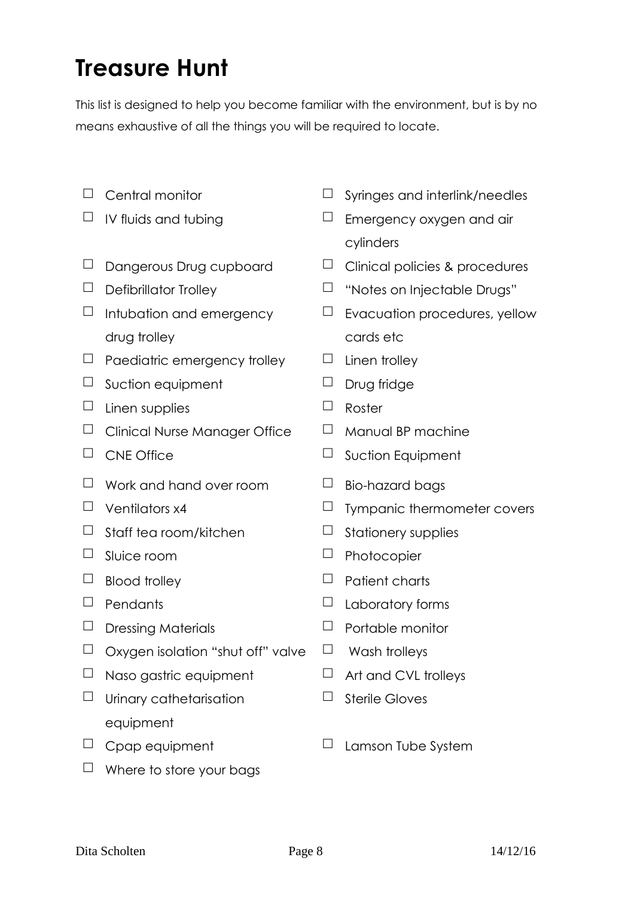# Treasure Hunt

This list is designed to help you become familiar with the environment, but is by no means exhaustive of all the things you will be required to locate.

- ☐ Central monitor
- ☐ IV fluids and tubing
- ☐ Dangerous Drug cupboard
- ☐ Defibrillator Trolley
- ☐ Intubation and emergency drug trolley
- ☐ Paediatric emergency trolley
- ☐ Suction equipment
- ☐ Linen supplies
- ☐ Clinical Nurse Manager Office
- ☐ CNE Office
- ☐ Work and hand over room
- ☐ Ventilators x4
- ☐ Staff tea room/kitchen
- ☐ Sluice room
- ☐ Blood trolley
- ☐ Pendants
- ☐ Dressing Materials
- ☐ Oxygen isolation "shut off" valve
- ☐ Naso gastric equipment
- ☐ Urinary cathetarisation equipment
- ☐ Cpap equipment
- ☐ Where to store your bags
- ☐ Syringes and interlink/needles
- ☐ Emergency oxygen and air cylinders
- ☐ Clinical policies & procedures
- ☐ "Notes on Injectable Drugs"
- ☐ Evacuation procedures, yellow cards etc
- ☐ Linen trolley
- ☐ Drug fridge
- ☐ Roster
- ☐ Manual BP machine
- ☐ Suction Equipment
- ☐ Bio-hazard bags
- ☐ Tympanic thermometer covers
- ☐ Stationery supplies
- ☐ Photocopier
- ☐ Patient charts
- ☐ Laboratory forms
- ☐ Portable monitor
- ☐ Wash trolleys
- ☐ Art and CVL trolleys
- ☐ Sterile Gloves
- ☐ Lamson Tube System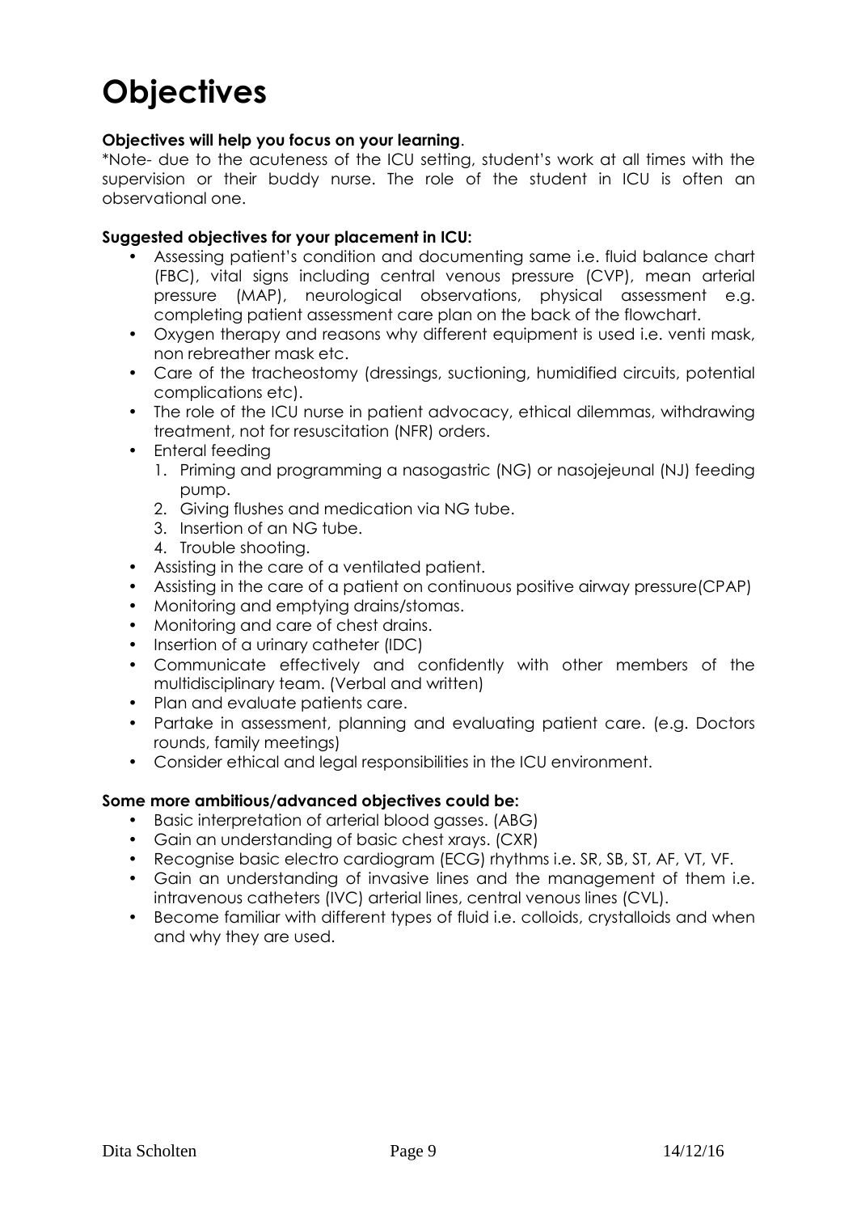# Objectives

**Objectives will help you focus on your learning**.
*Note- due to the acuteness of the ICU setting, student's work at all times with the supervision or their buddy nurse. The role of the student in ICU is often an observational one.

**Suggested objectives for your placement in ICU:**

- Assessing patient's condition and documenting same i.e. fluid balance chart (FBC), vital signs including central venous pressure (CVP), mean arterial pressure (MAP), neurological observations, physical assessment e.g. completing patient assessment care plan on the back of the flowchart.
- Oxygen therapy and reasons why different equipment is used i.e. venti mask, non rebreather mask etc.
- Care of the tracheostomy (dressings, suctioning, humidified circuits, potential complications etc).
- The role of the ICU nurse in patient advocacy, ethical dilemmas, withdrawing treatment, not for resuscitation (NFR) orders.
- Enteral feeding
  1. Priming and programming a nasogastric (NG) or nasojejeunal (NJ) feeding pump.
  2. Giving flushes and medication via NG tube.
  3. Insertion of an NG tube.
  4. Trouble shooting.
- Assisting in the care of a ventilated patient.
- Assisting in the care of a patient on continuous positive airway pressure(CPAP)
- Monitoring and emptying drains/stomas.
- Monitoring and care of chest drains.
- Insertion of a urinary catheter (IDC)
- Communicate effectively and confidently with other members of the multidisciplinary team. (Verbal and written)
- Plan and evaluate patients care.
- Partake in assessment, planning and evaluating patient care. (e.g. Doctors rounds, family meetings)
- Consider ethical and legal responsibilities in the ICU environment.

**Some more ambitious/advanced objectives could be:**

- Basic interpretation of arterial blood gasses. (ABG)
- Gain an understanding of basic chest xrays. (CXR)
- Recognise basic electro cardiogram (ECG) rhythms i.e. SR, SB, ST, AF, VT, VF.
- Gain an understanding of invasive lines and the management of them i.e. intravenous catheters (IVC) arterial lines, central venous lines (CVL).
- Become familiar with different types of fluid i.e. colloids, crystalloids and when and why they are used.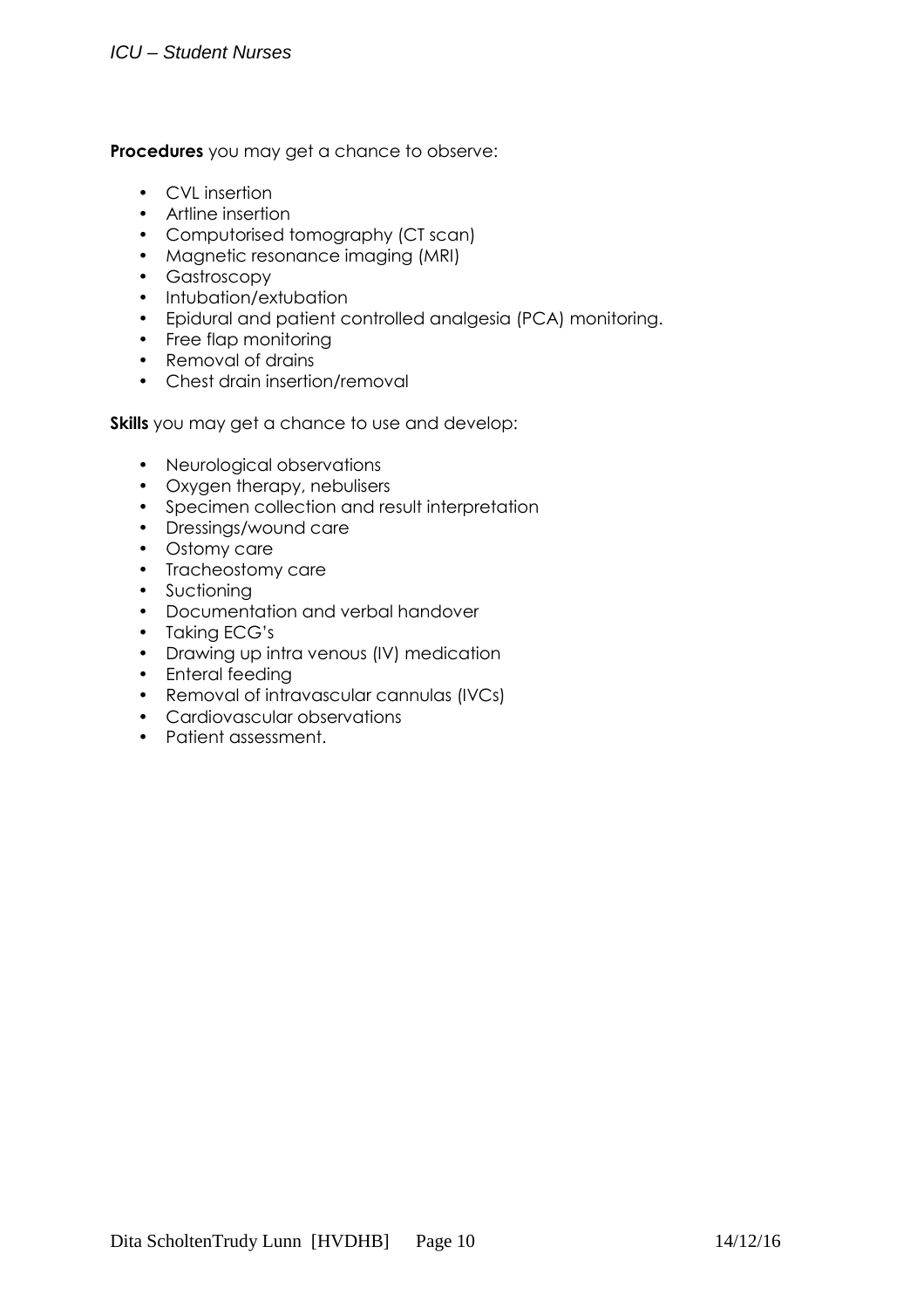**Procedures** you may get a chance to observe:

- CVL insertion
- Artline insertion
- Computorised tomography (CT scan)
- Magnetic resonance imaging (MRI)
- Gastroscopy
- Intubation/extubation
- Epidural and patient controlled analgesia (PCA) monitoring.
- Free flap monitoring
- Removal of drains
- Chest drain insertion/removal

**Skills** you may get a chance to use and develop:

- Neurological observations
- Oxygen therapy, nebulisers
- Specimen collection and result interpretation
- Dressings/wound care
- Ostomy care
- Tracheostomy care
- Suctioning
- Documentation and verbal handover
- Taking ECG's
- Drawing up intra venous (IV) medication
- Enteral feeding
- Removal of intravascular cannulas (IVCs)
- Cardiovascular observations
- Patient assessment.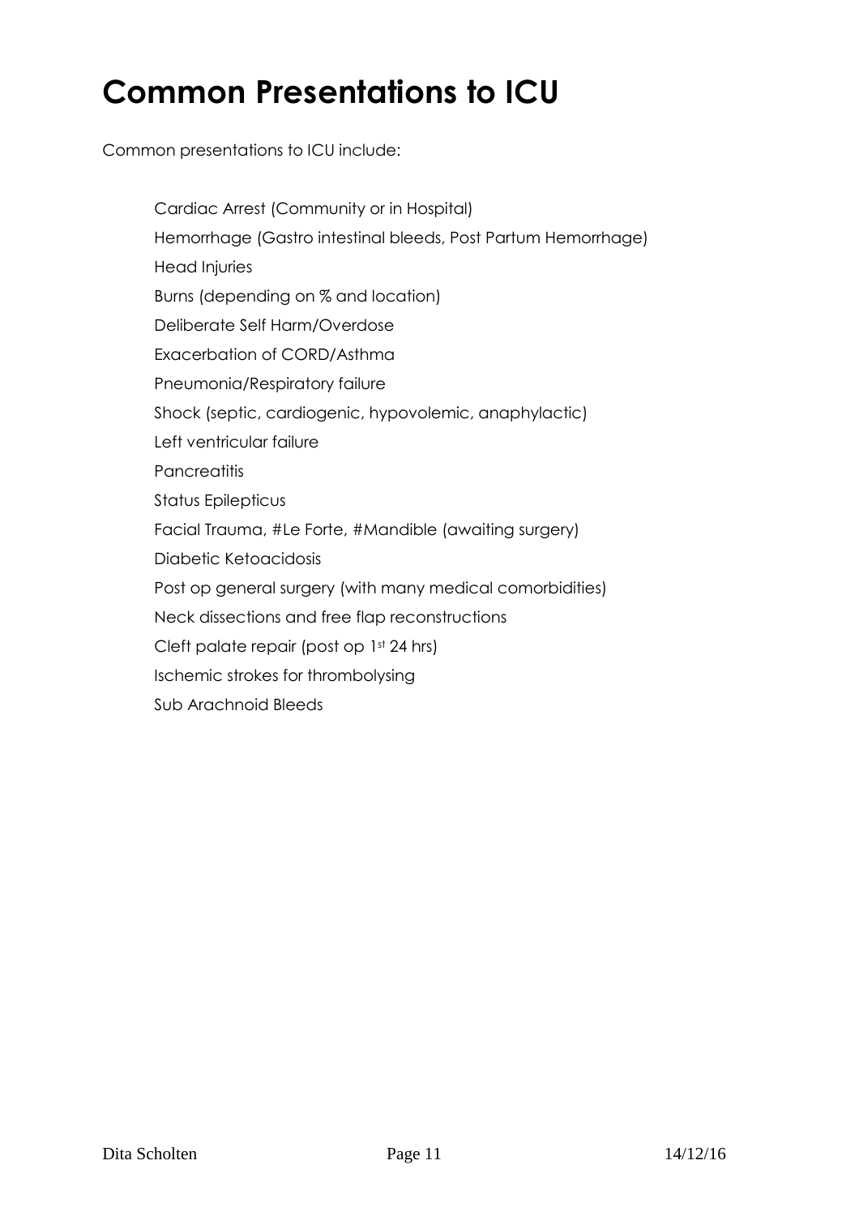# Common Presentations to ICU

Common presentations to ICU include:

- Cardiac Arrest (Community or in Hospital)
- Hemorrhage (Gastro intestinal bleeds, Post Partum Hemorrhage)
- Head Injuries
- Burns (depending on % and location)
- Deliberate Self Harm/Overdose
- Exacerbation of CORD/Asthma
- Pneumonia/Respiratory failure
- Shock (septic, cardiogenic, hypovolemic, anaphylactic)
- Left ventricular failure
- Pancreatitis
- Status Epilepticus
- Facial Trauma, #Le Forte, #Mandible (awaiting surgery)
- Diabetic Ketoacidosis
- Post op general surgery (with many medical comorbidities)
- Neck dissections and free flap reconstructions
- Cleft palate repair (post op 1st 24 hrs)
- Ischemic strokes for thrombolysing
- Sub Arachnoid Bleeds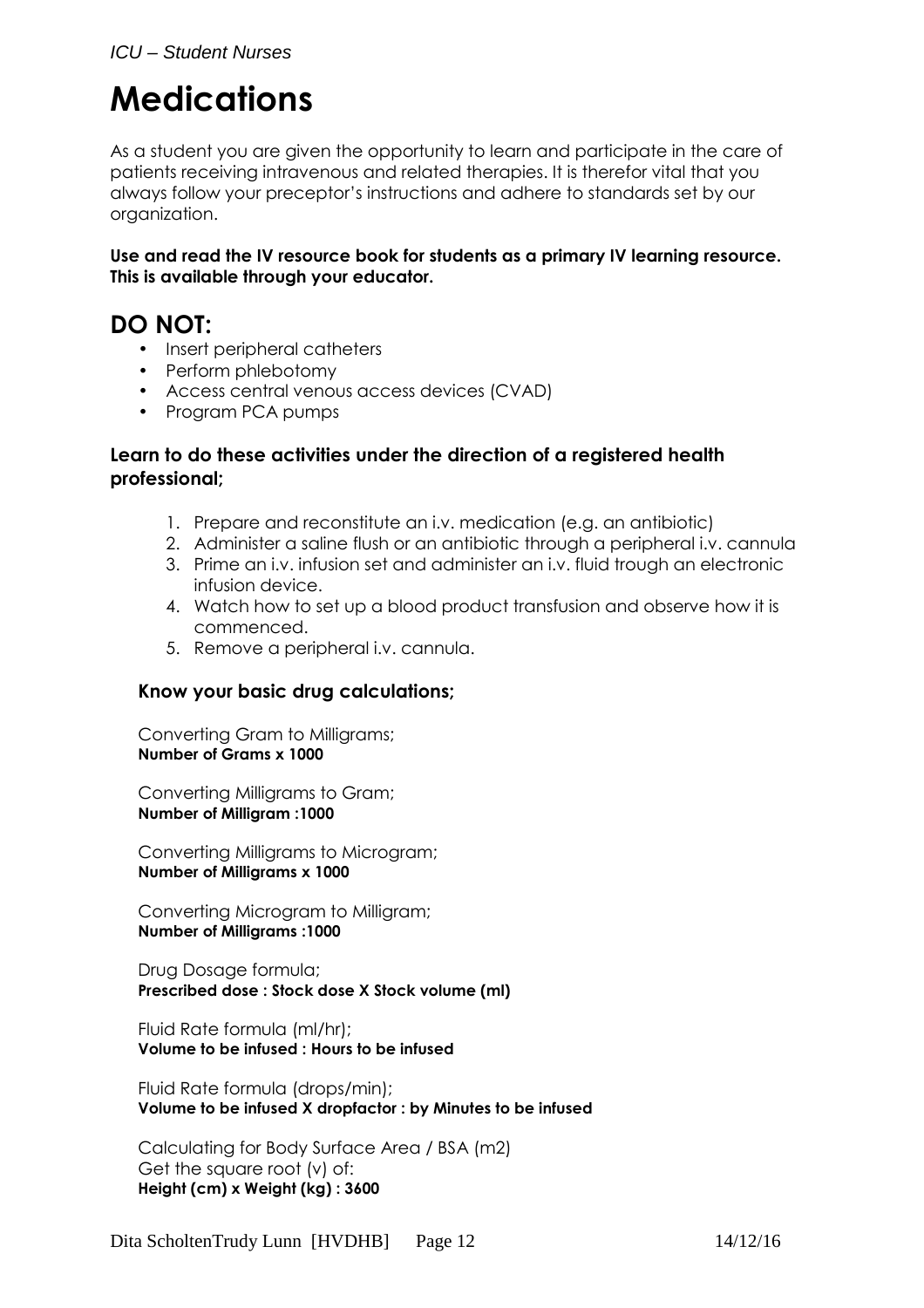# Medications

As a student you are given the opportunity to learn and participate in the care of patients receiving intravenous and related therapies. It is therefor vital that you always follow your preceptor's instructions and adhere to standards set by our organization.

**Use and read the IV resource book for students as a primary IV learning resource. This is available through your educator.**

## DO NOT:

- Insert peripheral catheters
- Perform phlebotomy
- Access central venous access devices (CVAD)
- Program PCA pumps

### Learn to do these activities under the direction of a registered health professional;

1. Prepare and reconstitute an i.v. medication (e.g. an antibiotic)
2. Administer a saline flush or an antibiotic through a peripheral i.v. cannula
3. Prime an i.v. infusion set and administer an i.v. fluid trough an electronic infusion device.
4. Watch how to set up a blood product transfusion and observe how it is commenced.
5. Remove a peripheral i.v. cannula.

### Know your basic drug calculations;

Converting Gram to Milligrams;
**Number of Grams x 1000**

Converting Milligrams to Gram;
**Number of Milligram :1000**

Converting Milligrams to Microgram;
**Number of Milligrams x 1000**

Converting Microgram to Milligram;
**Number of Milligrams :1000**

Drug Dosage formula;
**Prescribed dose : Stock dose X Stock volume (ml)**

Fluid Rate formula (ml/hr);
**Volume to be infused : Hours to be infused**

Fluid Rate formula (drops/min);
**Volume to be infused X dropfactor : by Minutes to be infused**

Calculating for Body Surface Area / BSA (m2)
Get the square root (v) of:
**Height (cm) x Weight (kg) : 3600**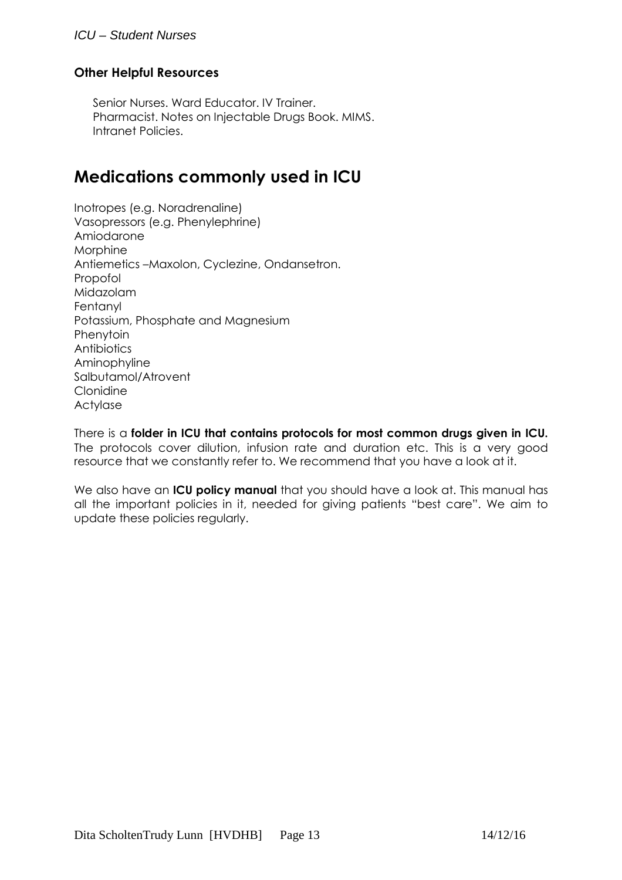### Other Helpful Resources

Senior Nurses. Ward Educator. IV Trainer.
Pharmacist. Notes on Injectable Drugs Book. MIMS.
Intranet Policies.

## Medications commonly used in ICU

Inotropes (e.g. Noradrenaline)
Vasopressors (e.g. Phenylephrine)
Amiodarone
Morphine
Antiemetics –Maxolon, Cyclezine, Ondansetron.
Propofol
Midazolam
Fentanyl
Potassium, Phosphate and Magnesium
Phenytoin
Antibiotics
Aminophyline
Salbutamol/Atrovent
Clonidine
Actylase

There is a **folder in ICU that contains protocols for most common drugs given in ICU.** The protocols cover dilution, infusion rate and duration etc. This is a very good resource that we constantly refer to. We recommend that you have a look at it.

We also have an **ICU policy manual** that you should have a look at. This manual has all the important policies in it, needed for giving patients "best care". We aim to update these policies regularly.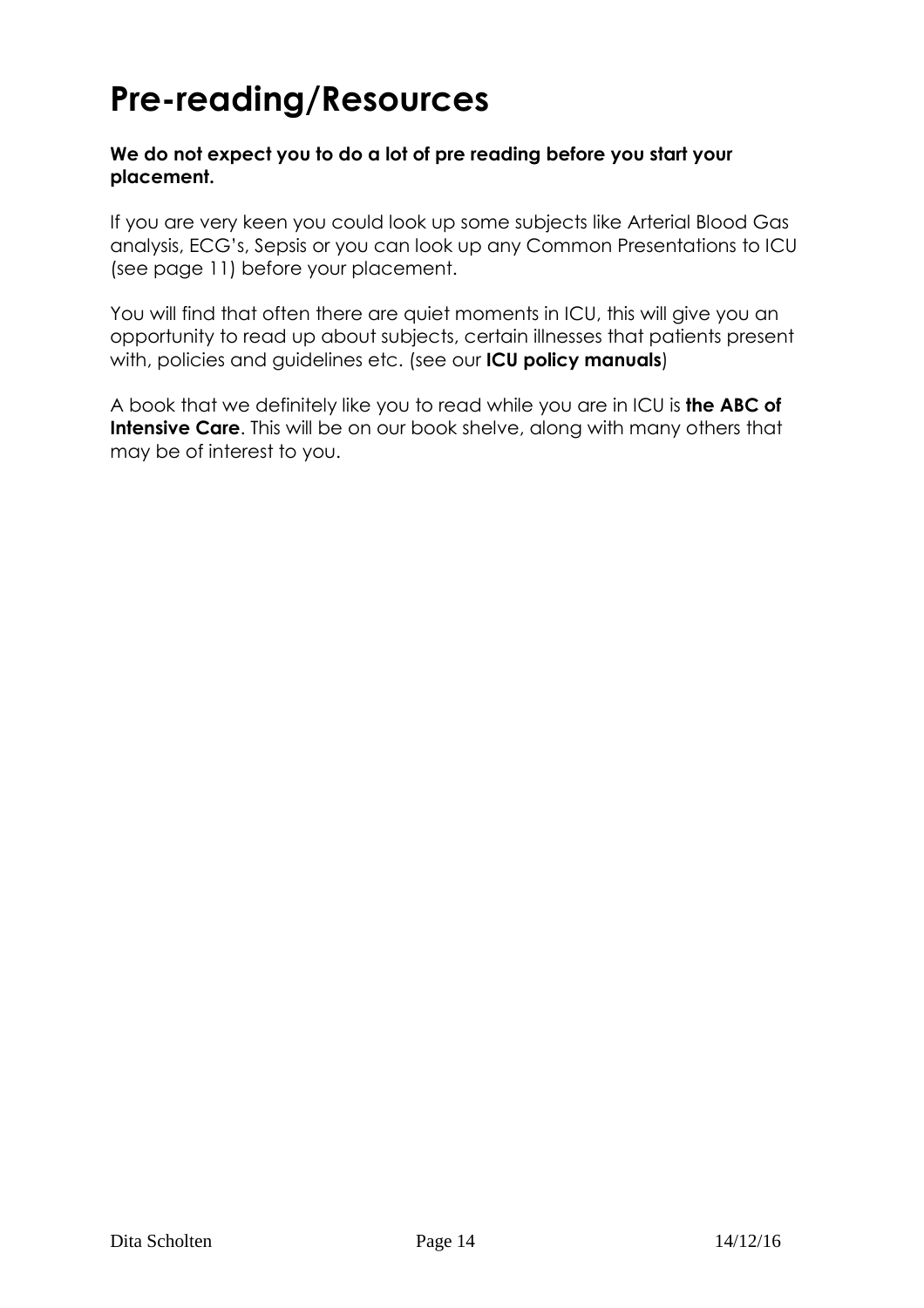# Pre-reading/Resources

**We do not expect you to do a lot of pre reading before you start your placement.**

If you are very keen you could look up some subjects like Arterial Blood Gas analysis, ECG's, Sepsis or you can look up any Common Presentations to ICU (see page 11) before your placement.

You will find that often there are quiet moments in ICU, this will give you an opportunity to read up about subjects, certain illnesses that patients present with, policies and guidelines etc. (see our **ICU policy manuals**)

A book that we definitely like you to read while you are in ICU is **the ABC of Intensive Care**. This will be on our book shelve, along with many others that may be of interest to you.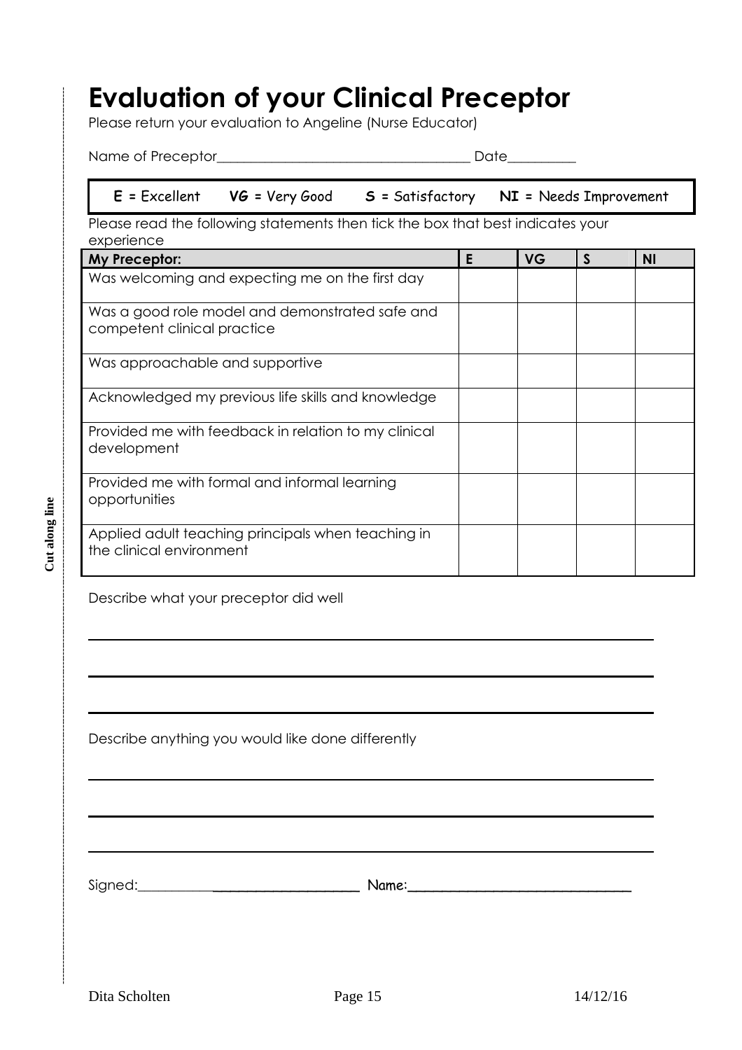# Evaluation of your Clinical Preceptor

Please return your evaluation to Angeline (Nurse Educator)

Name of Preceptor___________________________________ Date_________

**E** = Excellent **VG** = Very Good **S** = Satisfactory **NI** = Needs Improvement

Please read the following statements then tick the box that best indicates your experience

| My Preceptor: | E | VG | S | NI |
|---|---|---|---|---|
| Was welcoming and expecting me on the first day | | | | |
| Was a good role model and demonstrated safe and competent clinical practice | | | | |
| Was approachable and supportive | | | | |
| Acknowledged my previous life skills and knowledge | | | | |
| Provided me with feedback in relation to my clinical development | | | | |
| Provided me with formal and informal learning opportunities | | | | |
| Applied adult teaching principals when teaching in the clinical environment | | | | |

Describe what your preceptor did well

_______________________________________________________________

_______________________________________________________________

_______________________________________________________________

Describe anything you would like done differently

_______________________________________________________________

_______________________________________________________________

_______________________________________________________________

Signed:______________________________ Name:_____________________________

Cut along line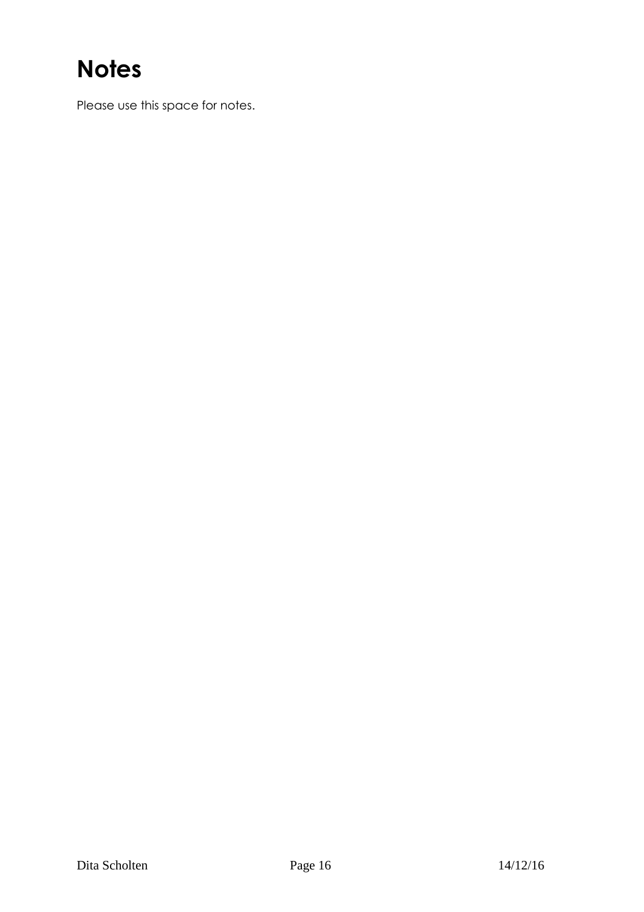# Notes

Please use this space for notes.